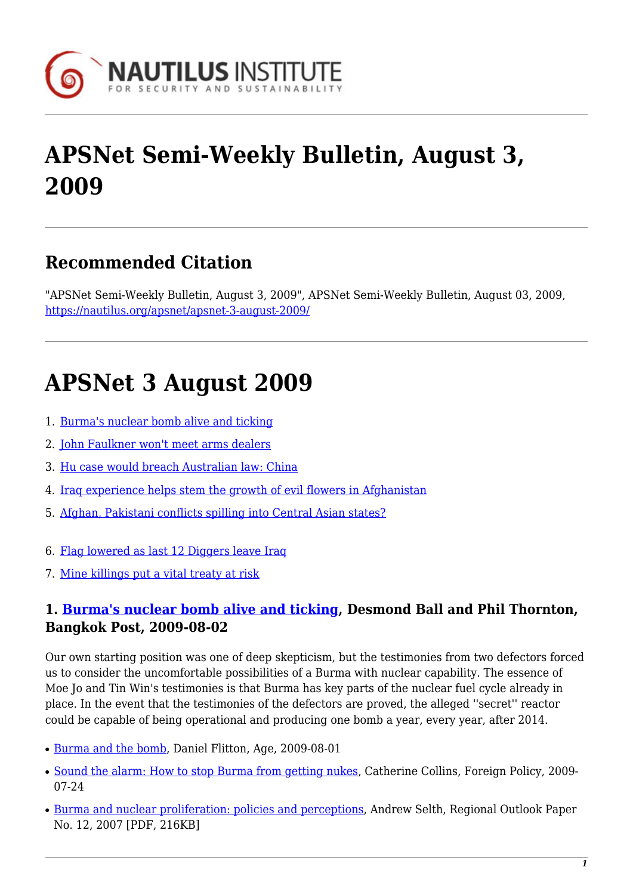# APSNet Semi-Weekly Bulletin, August 3, 2009

## Recommended Citation

"APSNet Semi-Weekly Bulletin, August 3, 2009", APSNet Semi-Weekly Bulletin, August 03, 2009, https://nautilus.org/apsnet/apsnet-3-august-2009/

# APSNet 3 August 2009

1. Burma's nuclear bomb alive and ticking
2. John Faulkner won't meet arms dealers
3. Hu case would breach Australian law: China
4. Iraq experience helps stem the growth of evil flowers in Afghanistan
5. Afghan, Pakistani conflicts spilling into Central Asian states?
6. Flag lowered as last 12 Diggers leave Iraq
7. Mine killings put a vital treaty at risk

### 1. Burma's nuclear bomb alive and ticking, Desmond Ball and Phil Thornton, Bangkok Post, 2009-08-02

Our own starting position was one of deep skepticism, but the testimonies from two defectors forced us to consider the uncomfortable possibilities of a Burma with nuclear capability. The essence of Moe Jo and Tin Win's testimonies is that Burma has key parts of the nuclear fuel cycle already in place. In the event that the testimonies of the defectors are proved, the alleged ''secret'' reactor could be capable of being operational and producing one bomb a year, every year, after 2014.

- Burma and the bomb, Daniel Flitton, Age, 2009-08-01
- Sound the alarm: How to stop Burma from getting nukes, Catherine Collins, Foreign Policy, 2009-07-24
- Burma and nuclear proliferation: policies and perceptions, Andrew Selth, Regional Outlook Paper No. 12, 2007 [PDF, 216KB]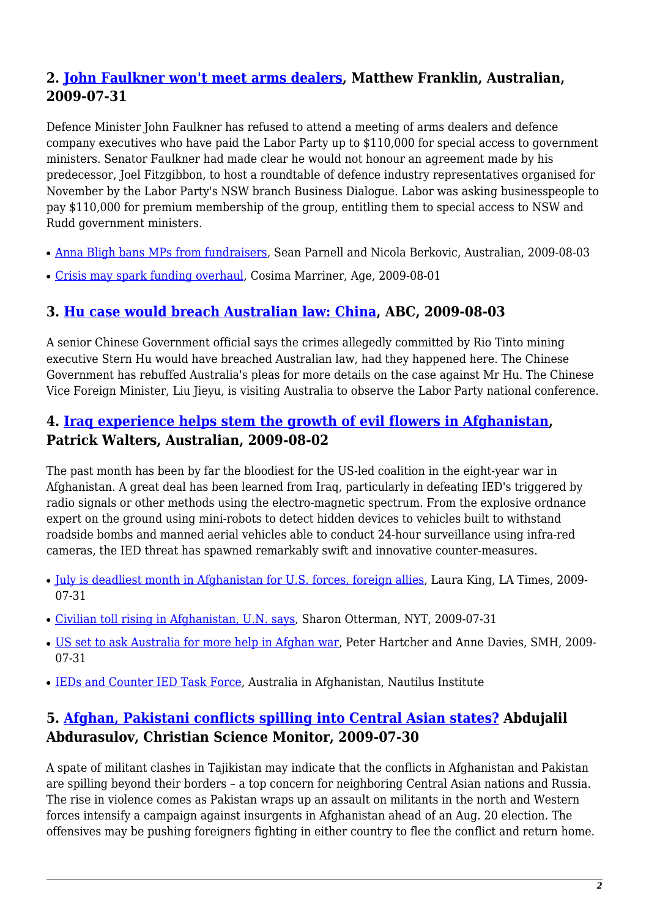## 2. John Faulkner won't meet arms dealers, Matthew Franklin, Australian, 2009-07-31

Defence Minister John Faulkner has refused to attend a meeting of arms dealers and defence company executives who have paid the Labor Party up to $110,000 for special access to government ministers. Senator Faulkner had made clear he would not honour an agreement made by his predecessor, Joel Fitzgibbon, to host a roundtable of defence industry representatives organised for November by the Labor Party's NSW branch Business Dialogue. Labor was asking businesspeople to pay $110,000 for premium membership of the group, entitling them to special access to NSW and Rudd government ministers.

- Anna Bligh bans MPs from fundraisers, Sean Parnell and Nicola Berkovic, Australian, 2009-08-03
- Crisis may spark funding overhaul, Cosima Marriner, Age, 2009-08-01

## 3. Hu case would breach Australian law: China, ABC, 2009-08-03

A senior Chinese Government official says the crimes allegedly committed by Rio Tinto mining executive Stern Hu would have breached Australian law, had they happened here. The Chinese Government has rebuffed Australia's pleas for more details on the case against Mr Hu. The Chinese Vice Foreign Minister, Liu Jieyu, is visiting Australia to observe the Labor Party national conference.

## 4. Iraq experience helps stem the growth of evil flowers in Afghanistan, Patrick Walters, Australian, 2009-08-02

The past month has been by far the bloodiest for the US-led coalition in the eight-year war in Afghanistan. A great deal has been learned from Iraq, particularly in defeating IED's triggered by radio signals or other methods using the electro-magnetic spectrum. From the explosive ordnance expert on the ground using mini-robots to detect hidden devices to vehicles built to withstand roadside bombs and manned aerial vehicles able to conduct 24-hour surveillance using infra-red cameras, the IED threat has spawned remarkably swift and innovative counter-measures.

- July is deadliest month in Afghanistan for U.S. forces, foreign allies, Laura King, LA Times, 2009-07-31
- Civilian toll rising in Afghanistan, U.N. says, Sharon Otterman, NYT, 2009-07-31
- US set to ask Australia for more help in Afghan war, Peter Hartcher and Anne Davies, SMH, 2009-07-31
- IEDs and Counter IED Task Force, Australia in Afghanistan, Nautilus Institute

## 5. Afghan, Pakistani conflicts spilling into Central Asian states? Abdujalil Abdurasulov, Christian Science Monitor, 2009-07-30

A spate of militant clashes in Tajikistan may indicate that the conflicts in Afghanistan and Pakistan are spilling beyond their borders – a top concern for neighboring Central Asian nations and Russia. The rise in violence comes as Pakistan wraps up an assault on militants in the north and Western forces intensify a campaign against insurgents in Afghanistan ahead of an Aug. 20 election. The offensives may be pushing foreigners fighting in either country to flee the conflict and return home.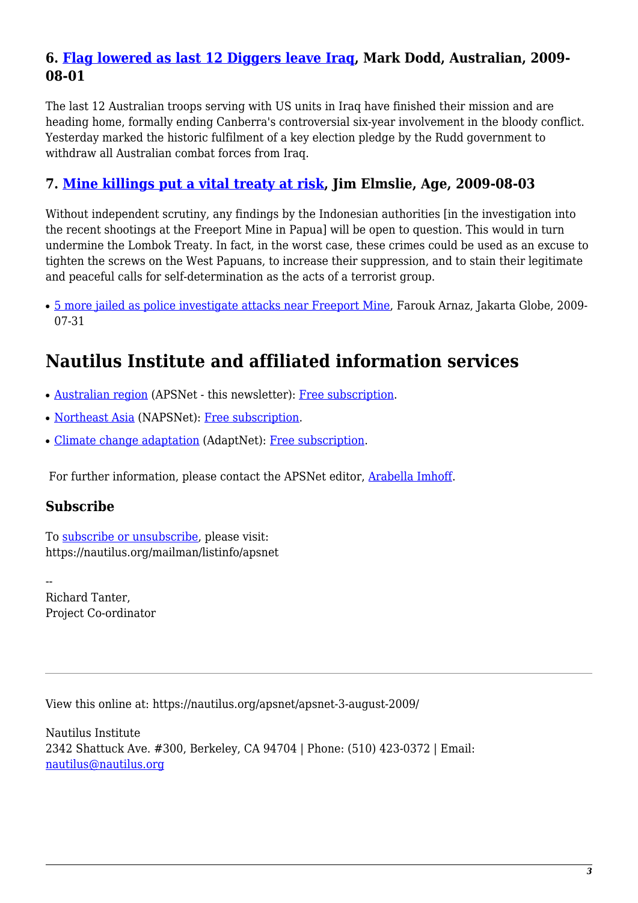### 6. [Flag lowered as last 12 Diggers leave Iraq](#), Mark Dodd, Australian, 2009-08-01

The last 12 Australian troops serving with US units in Iraq have finished their mission and are heading home, formally ending Canberra's controversial six-year involvement in the bloody conflict. Yesterday marked the historic fulfilment of a key election pledge by the Rudd government to withdraw all Australian combat forces from Iraq.

### 7. [Mine killings put a vital treaty at risk](#), Jim Elmslie, Age, 2009-08-03

Without independent scrutiny, any findings by the Indonesian authorities [in the investigation into the recent shootings at the Freeport Mine in Papua] will be open to question. This would in turn undermine the Lombok Treaty. In fact, in the worst case, these crimes could be used as an excuse to tighten the screws on the West Papuans, to increase their suppression, and to stain their legitimate and peaceful calls for self-determination as the acts of a terrorist group.

- [5 more jailed as police investigate attacks near Freeport Mine](#), Farouk Arnaz, Jakarta Globe, 2009-07-31

## Nautilus Institute and affiliated information services

- [Australian region](#) (APSNet - this newsletter): [Free subscription](#).
- [Northeast Asia](#) (NAPSNet): [Free subscription](#).
- [Climate change adaptation](#) (AdaptNet): [Free subscription](#).

For further information, please contact the APSNet editor, [Arabella Imhoff](#).

### Subscribe

To [subscribe or unsubscribe](#), please visit:
https://nautilus.org/mailman/listinfo/apsnet

--
Richard Tanter,
Project Co-ordinator

---

View this online at: https://nautilus.org/apsnet/apsnet-3-august-2009/

Nautilus Institute
2342 Shattuck Ave. #300, Berkeley, CA 94704 | Phone: (510) 423-0372 | Email: [nautilus@nautilus.org](mailto:nautilus@nautilus.org)